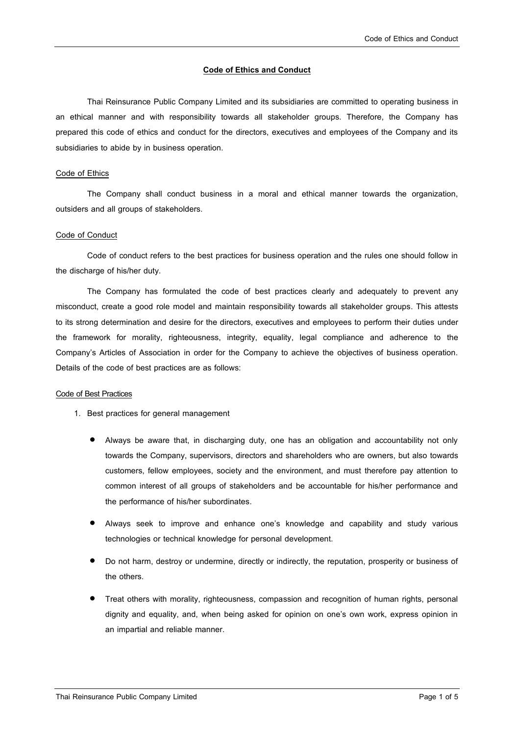# Code of Ethics and Conduct

Thai Reinsurance Public Company Limited and its subsidiaries are committed to operating business in an ethical manner and with responsibility towards all stakeholder groups. Therefore, the Company has prepared this code of ethics and conduct for the directors, executives and employees of the Company and its subsidiaries to abide by in business operation.

## Code of Ethics

The Company shall conduct business in a moral and ethical manner towards the organization, outsiders and all groups of stakeholders.

## Code of Conduct

Code of conduct refers to the best practices for business operation and the rules one should follow in the discharge of his/her duty.

The Company has formulated the code of best practices clearly and adequately to prevent any misconduct, create a good role model and maintain responsibility towards all stakeholder groups. This attests to its strong determination and desire for the directors, executives and employees to perform their duties under the framework for morality, righteousness, integrity, equality, legal compliance and adherence to the Company's Articles of Association in order for the Company to achieve the objectives of business operation. Details of the code of best practices are as follows:

## Code of Best Practices

1. Best practices for general management

   - Always be aware that, in discharging duty, one has an obligation and accountability not only towards the Company, supervisors, directors and shareholders who are owners, but also towards customers, fellow employees, society and the environment, and must therefore pay attention to common interest of all groups of stakeholders and be accountable for his/her performance and the performance of his/her subordinates.
   - Always seek to improve and enhance one's knowledge and capability and study various technologies or technical knowledge for personal development.
   - Do not harm, destroy or undermine, directly or indirectly, the reputation, prosperity or business of the others.
   - Treat others with morality, righteousness, compassion and recognition of human rights, personal dignity and equality, and, when being asked for opinion on one's own work, express opinion in an impartial and reliable manner.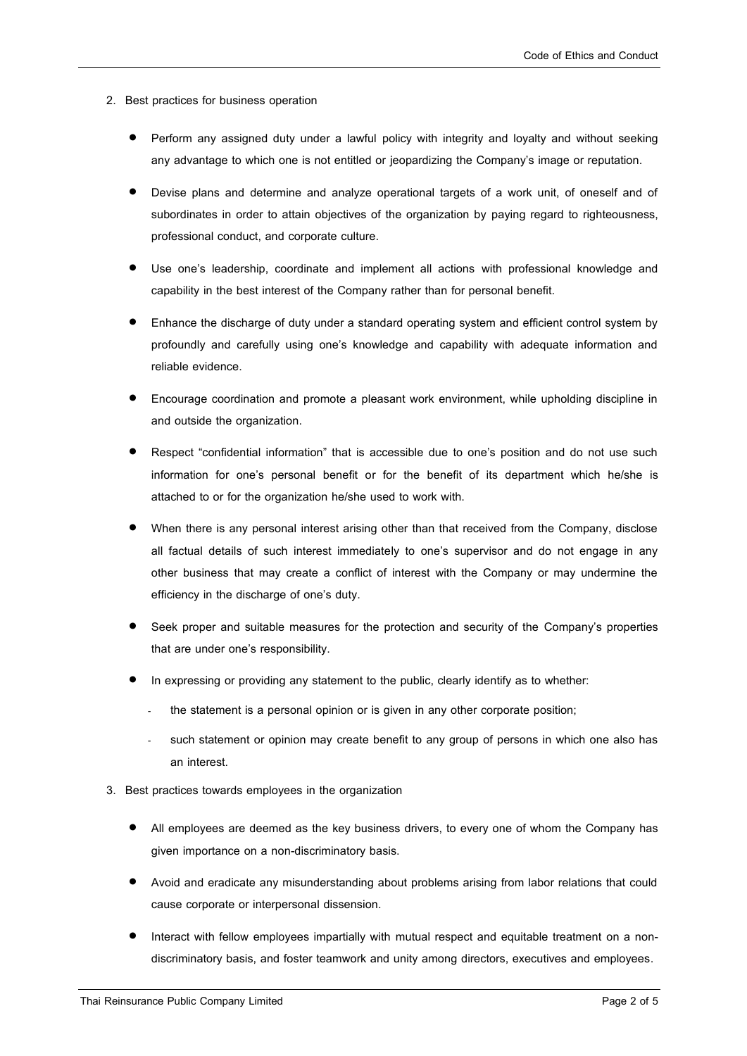2. Best practices for business operation

    - Perform any assigned duty under a lawful policy with integrity and loyalty and without seeking any advantage to which one is not entitled or jeopardizing the Company's image or reputation.
    - Devise plans and determine and analyze operational targets of a work unit, of oneself and of subordinates in order to attain objectives of the organization by paying regard to righteousness, professional conduct, and corporate culture.
    - Use one's leadership, coordinate and implement all actions with professional knowledge and capability in the best interest of the Company rather than for personal benefit.
    - Enhance the discharge of duty under a standard operating system and efficient control system by profoundly and carefully using one's knowledge and capability with adequate information and reliable evidence.
    - Encourage coordination and promote a pleasant work environment, while upholding discipline in and outside the organization.
    - Respect "confidential information" that is accessible due to one's position and do not use such information for one's personal benefit or for the benefit of its department which he/she is attached to or for the organization he/she used to work with.
    - When there is any personal interest arising other than that received from the Company, disclose all factual details of such interest immediately to one's supervisor and do not engage in any other business that may create a conflict of interest with the Company or may undermine the efficiency in the discharge of one's duty.
    - Seek proper and suitable measures for the protection and security of the Company's properties that are under one's responsibility.
    - In expressing or providing any statement to the public, clearly identify as to whether:
        - the statement is a personal opinion or is given in any other corporate position;
        - such statement or opinion may create benefit to any group of persons in which one also has an interest.

3. Best practices towards employees in the organization

    - All employees are deemed as the key business drivers, to every one of whom the Company has given importance on a non-discriminatory basis.
    - Avoid and eradicate any misunderstanding about problems arising from labor relations that could cause corporate or interpersonal dissension.
    - Interact with fellow employees impartially with mutual respect and equitable treatment on a non-discriminatory basis, and foster teamwork and unity among directors, executives and employees.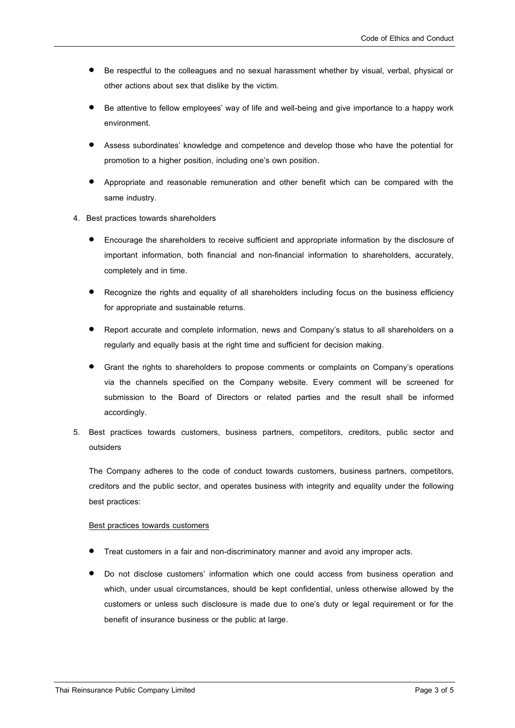- Be respectful to the colleagues and no sexual harassment whether by visual, verbal, physical or other actions about sex that dislike by the victim.
- Be attentive to fellow employees' way of life and well-being and give importance to a happy work environment.
- Assess subordinates' knowledge and competence and develop those who have the potential for promotion to a higher position, including one's own position.
- Appropriate and reasonable remuneration and other benefit which can be compared with the same industry.

4. Best practices towards shareholders

   - Encourage the shareholders to receive sufficient and appropriate information by the disclosure of important information, both financial and non-financial information to shareholders, accurately, completely and in time.
   - Recognize the rights and equality of all shareholders including focus on the business efficiency for appropriate and sustainable returns.
   - Report accurate and complete information, news and Company's status to all shareholders on a regularly and equally basis at the right time and sufficient for decision making.
   - Grant the rights to shareholders to propose comments or complaints on Company's operations via the channels specified on the Company website. Every comment will be screened for submission to the Board of Directors or related parties and the result shall be informed accordingly.

5. Best practices towards customers, business partners, competitors, creditors, public sector and outsiders

   The Company adheres to the code of conduct towards customers, business partners, competitors, creditors and the public sector, and operates business with integrity and equality under the following best practices:

   <u>Best practices towards customers</u>

   - Treat customers in a fair and non-discriminatory manner and avoid any improper acts.
   - Do not disclose customers' information which one could access from business operation and which, under usual circumstances, should be kept confidential, unless otherwise allowed by the customers or unless such disclosure is made due to one's duty or legal requirement or for the benefit of insurance business or the public at large.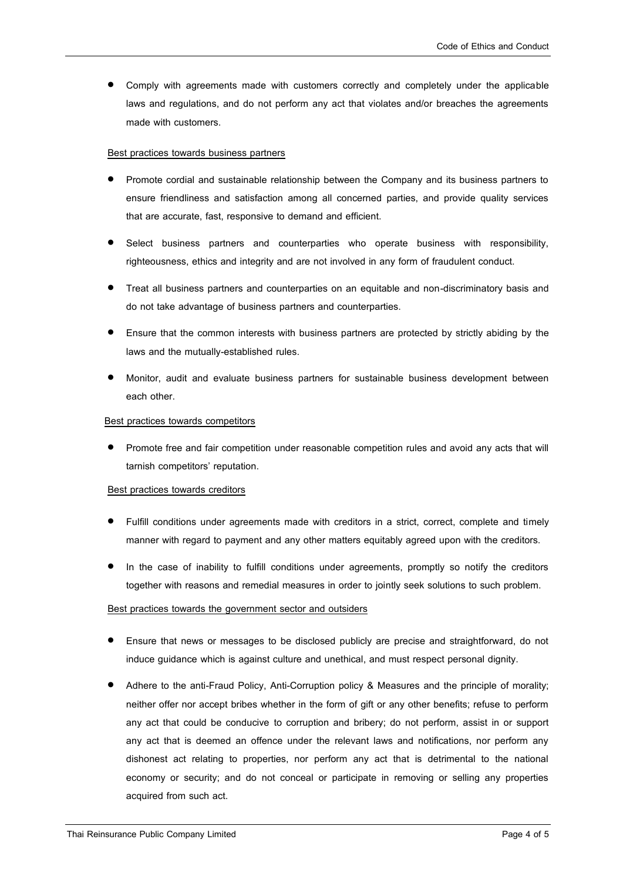- Comply with agreements made with customers correctly and completely under the applicable laws and regulations, and do not perform any act that violates and/or breaches the agreements made with customers.

<u>Best practices towards business partners</u>

- Promote cordial and sustainable relationship between the Company and its business partners to ensure friendliness and satisfaction among all concerned parties, and provide quality services that are accurate, fast, responsive to demand and efficient.
- Select business partners and counterparties who operate business with responsibility, righteousness, ethics and integrity and are not involved in any form of fraudulent conduct.
- Treat all business partners and counterparties on an equitable and non-discriminatory basis and do not take advantage of business partners and counterparties.
- Ensure that the common interests with business partners are protected by strictly abiding by the laws and the mutually-established rules.
- Monitor, audit and evaluate business partners for sustainable business development between each other.

<u>Best practices towards competitors</u>

- Promote free and fair competition under reasonable competition rules and avoid any acts that will tarnish competitors' reputation.

<u>Best practices towards creditors</u>

- Fulfill conditions under agreements made with creditors in a strict, correct, complete and timely manner with regard to payment and any other matters equitably agreed upon with the creditors.
- In the case of inability to fulfill conditions under agreements, promptly so notify the creditors together with reasons and remedial measures in order to jointly seek solutions to such problem.

<u>Best practices towards the government sector and outsiders</u>

- Ensure that news or messages to be disclosed publicly are precise and straightforward, do not induce guidance which is against culture and unethical, and must respect personal dignity.
- Adhere to the anti-Fraud Policy, Anti-Corruption policy & Measures and the principle of morality; neither offer nor accept bribes whether in the form of gift or any other benefits; refuse to perform any act that could be conducive to corruption and bribery; do not perform, assist in or support any act that is deemed an offence under the relevant laws and notifications, nor perform any dishonest act relating to properties, nor perform any act that is detrimental to the national economy or security; and do not conceal or participate in removing or selling any properties acquired from such act.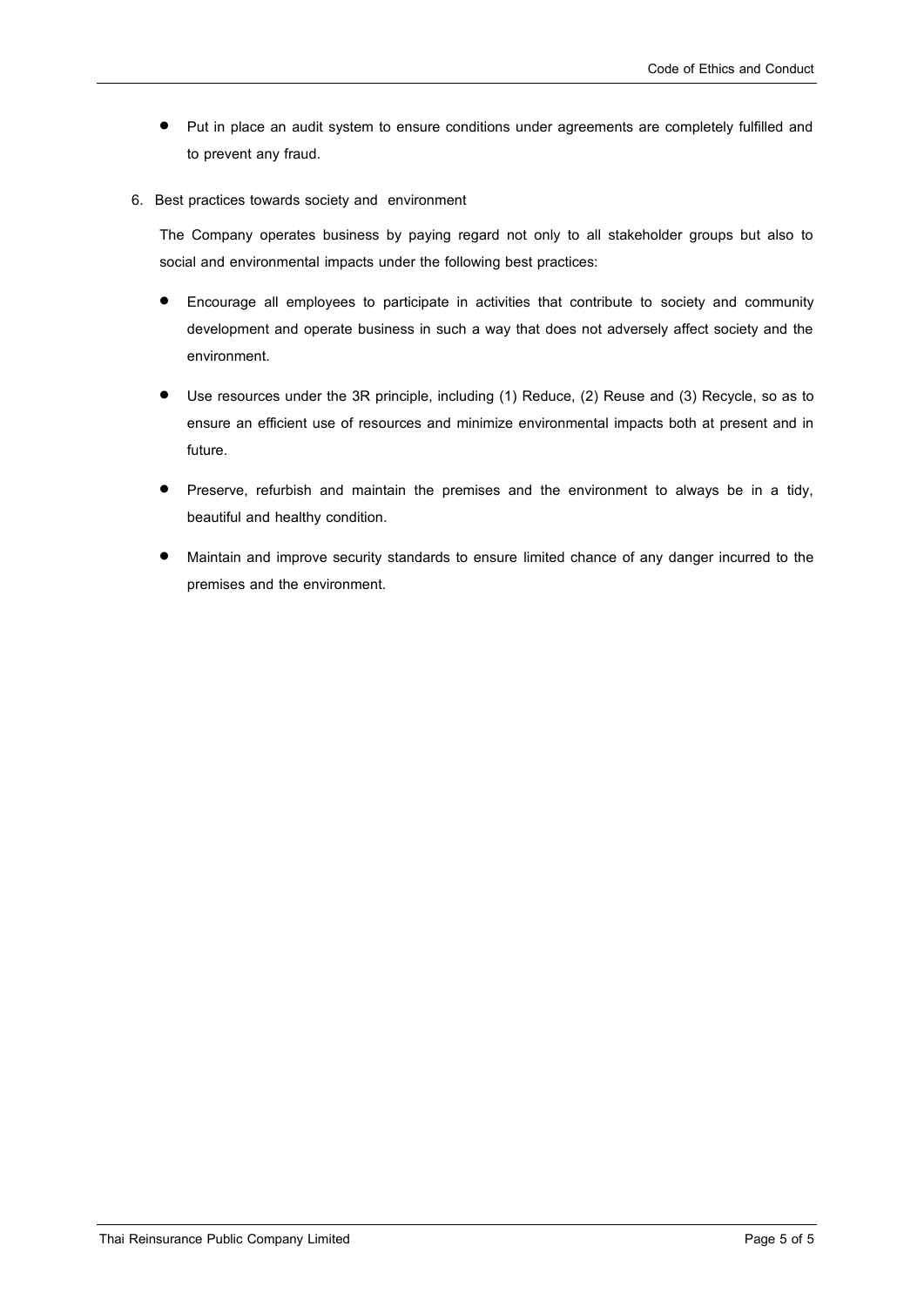- Put in place an audit system to ensure conditions under agreements are completely fulfilled and to prevent any fraud.

6. Best practices towards society and environment

   The Company operates business by paying regard not only to all stakeholder groups but also to social and environmental impacts under the following best practices:

   - Encourage all employees to participate in activities that contribute to society and community development and operate business in such a way that does not adversely affect society and the environment.
   - Use resources under the 3R principle, including (1) Reduce, (2) Reuse and (3) Recycle, so as to ensure an efficient use of resources and minimize environmental impacts both at present and in future.
   - Preserve, refurbish and maintain the premises and the environment to always be in a tidy, beautiful and healthy condition.
   - Maintain and improve security standards to ensure limited chance of any danger incurred to the premises and the environment.